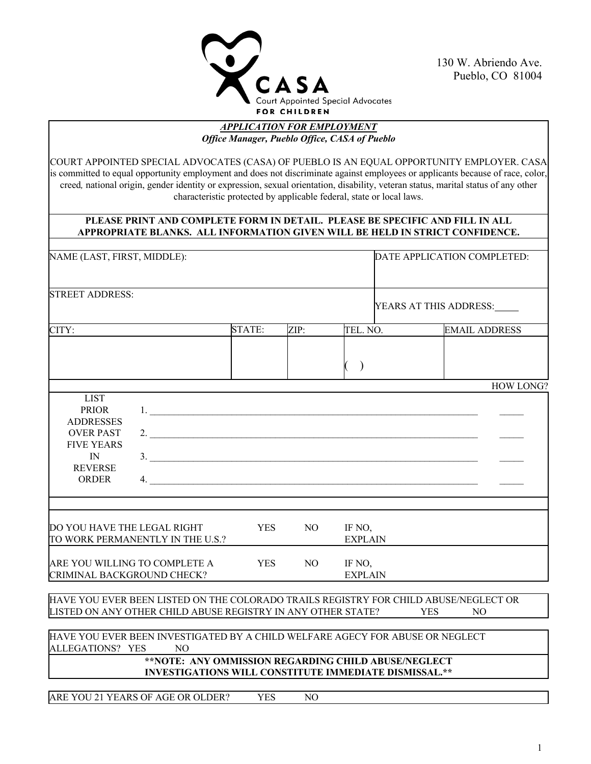CASA

Court Appointed Special Advocates

FOR CHILDREN

130 W. Abriendo Ave.
Pueblo, CO 81004

***APPLICATION FOR EMPLOYMENT***

***Office Manager, Pueblo Office, CASA of Pueblo***

COURT APPOINTED SPECIAL ADVOCATES (CASA) OF PUEBLO IS AN EQUAL OPPORTUNITY EMPLOYER. CASA is committed to equal opportunity employment and does not discriminate against employees or applicants because of race, color, creed, national origin, gender identity or expression, sexual orientation, disability, veteran status, marital status of any other characteristic protected by applicable federal, state or local laws.

**PLEASE PRINT AND COMPLETE FORM IN DETAIL. PLEASE BE SPECIFIC AND FILL IN ALL APPROPRIATE BLANKS. ALL INFORMATION GIVEN WILL BE HELD IN STRICT CONFIDENCE.**

| NAME (LAST, FIRST, MIDDLE): | | | | DATE APPLICATION COMPLETED: |
|---|---|---|---|---|
| STREET ADDRESS: | | | | YEARS AT THIS ADDRESS:_____ |
| CITY: | STATE: | ZIP: | TEL. NO. | EMAIL ADDRESS |
| | | | ( ) | |

| | | HOW LONG? |
|---|---|---|
| LIST PRIOR ADDRESSES OVER PAST FIVE YEARS IN REVERSE ORDER | 1. ______________________________ | _____ |
| | 2. ______________________________ | _____ |
| | 3. ______________________________ | _____ |
| | 4. ______________________________ | _____ |

| | | | |
|---|---|---|---|
| DO YOU HAVE THE LEGAL RIGHT TO WORK PERMANENTLY IN THE U.S.? | YES | NO | IF NO, EXPLAIN |
| ARE YOU WILLING TO COMPLETE A CRIMINAL BACKGROUND CHECK? | YES | NO | IF NO, EXPLAIN |

HAVE YOU EVER BEEN LISTED ON THE COLORADO TRAILS REGISTRY FOR CHILD ABUSE/NEGLECT OR LISTED ON ANY OTHER CHILD ABUSE REGISTRY IN ANY OTHER STATE? YES NO

HAVE YOU EVER BEEN INVESTIGATED BY A CHILD WELFARE AGECY FOR ABUSE OR NEGLECT ALLEGATIONS? YES NO

**\*\*NOTE: ANY OMMISSION REGARDING CHILD ABUSE/NEGLECT INVESTIGATIONS WILL CONSTITUTE IMMEDIATE DISMISSAL.\*\***

ARE YOU 21 YEARS OF AGE OR OLDER? YES NO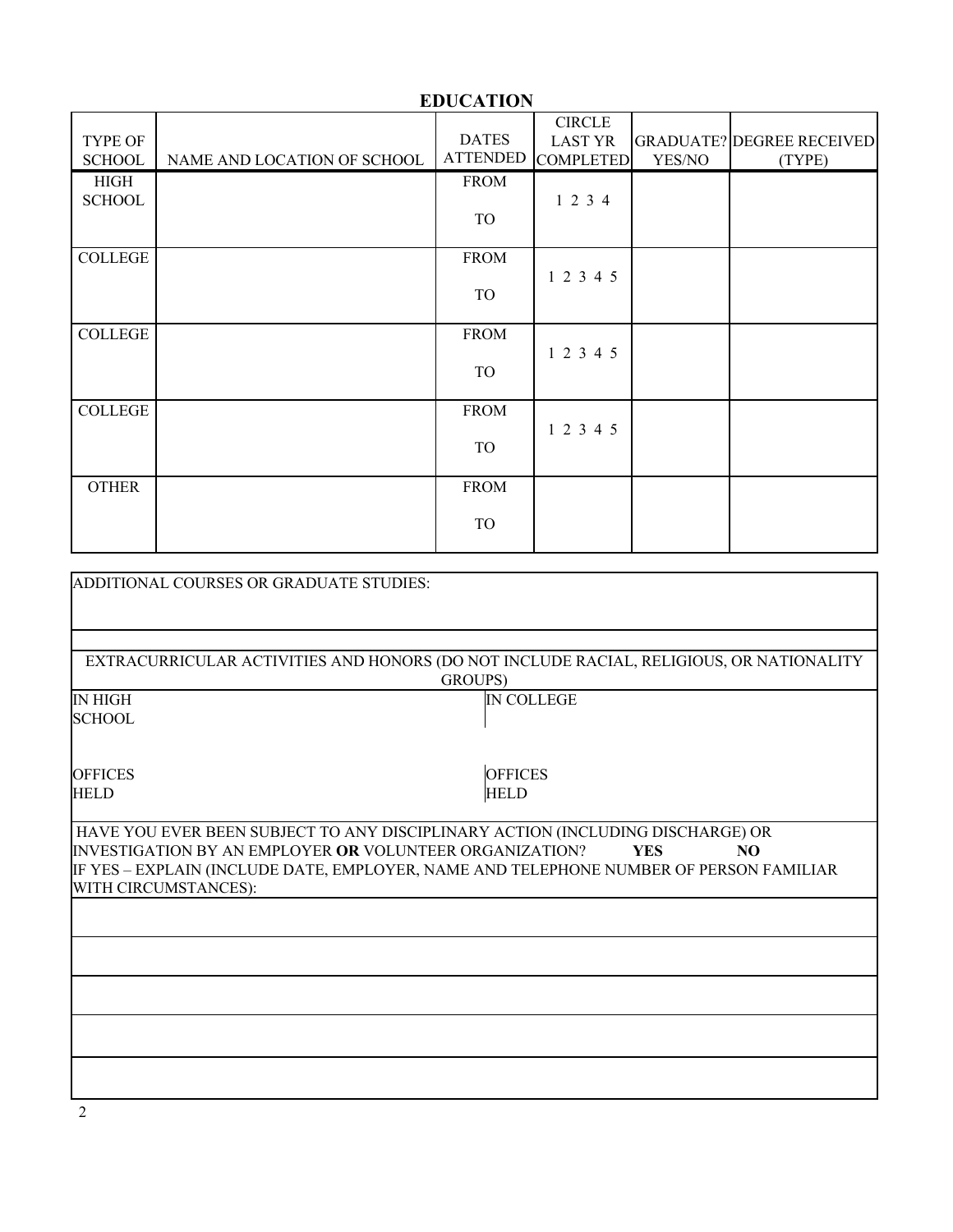## EDUCATION

| TYPE OF SCHOOL | NAME AND LOCATION OF SCHOOL | DATES ATTENDED | CIRCLE LAST YR COMPLETED | GRADUATE? YES/NO | DEGREE RECEIVED (TYPE) |
|---|---|---|---|---|---|
| HIGH SCHOOL | | FROM<br>TO | 1 2 3 4 | | |
| COLLEGE | | FROM<br>TO | 1 2 3 4 5 | | |
| COLLEGE | | FROM<br>TO | 1 2 3 4 5 | | |
| COLLEGE | | FROM<br>TO | 1 2 3 4 5 | | |
| OTHER | | FROM<br>TO | | | |

ADDITIONAL COURSES OR GRADUATE STUDIES:

EXTRACURRICULAR ACTIVITIES AND HONORS (DO NOT INCLUDE RACIAL, RELIGIOUS, OR NATIONALITY GROUPS)

| IN HIGH SCHOOL | IN COLLEGE |
|---|---|
| | |
| OFFICES HELD | OFFICES HELD |

HAVE YOU EVER BEEN SUBJECT TO ANY DISCIPLINARY ACTION (INCLUDING DISCHARGE) OR INVESTIGATION BY AN EMPLOYER **OR** VOLUNTEER ORGANIZATION? **YES** **NO**

IF YES – EXPLAIN (INCLUDE DATE, EMPLOYER, NAME AND TELEPHONE NUMBER OF PERSON FAMILIAR WITH CIRCUMSTANCES):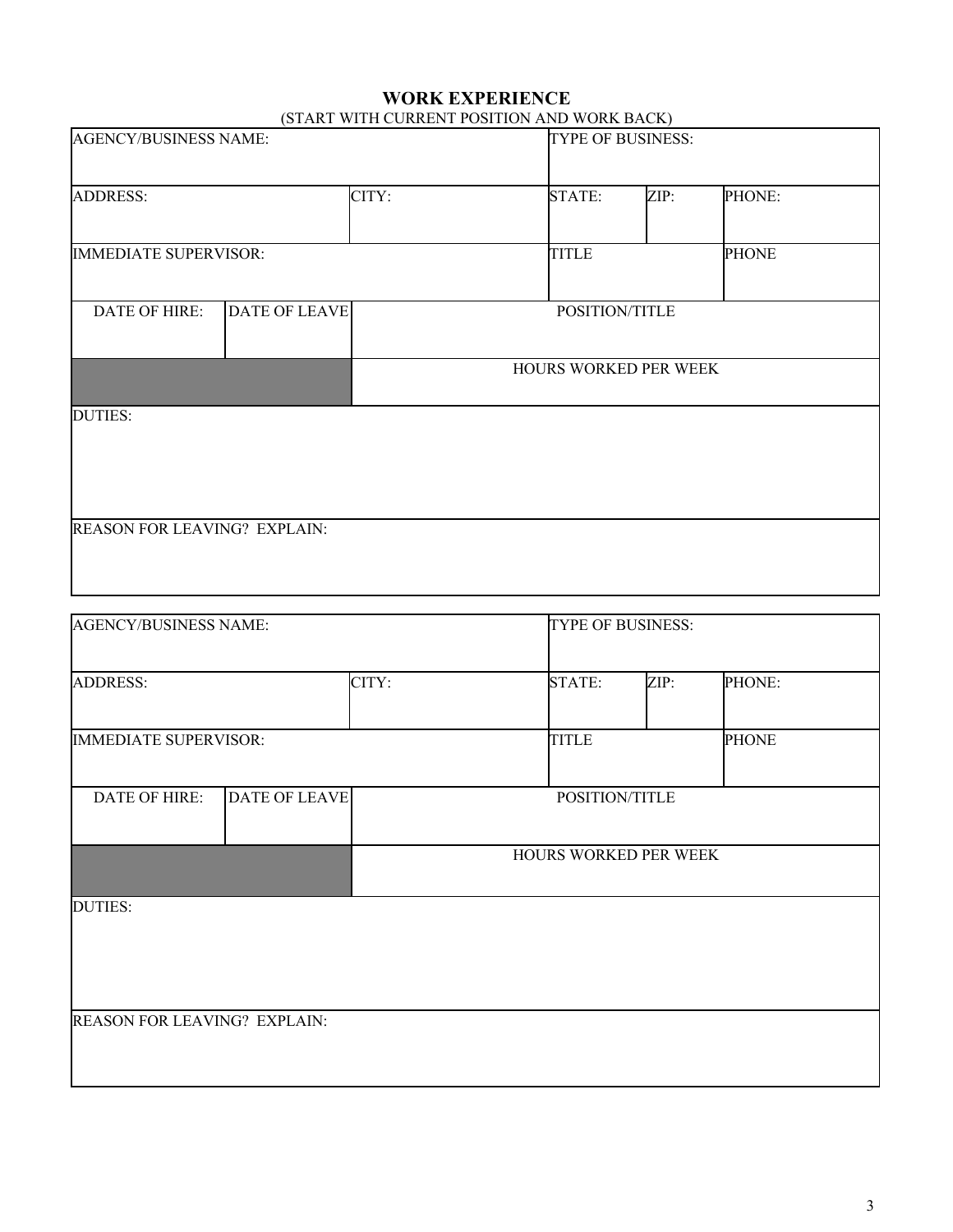## WORK EXPERIENCE

(START WITH CURRENT POSITION AND WORK BACK)

| AGENCY/BUSINESS NAME: | | | TYPE OF BUSINESS: | | |
|---|---|---|---|---|---|
| ADDRESS: | | CITY: | STATE: | ZIP: | PHONE: |
| IMMEDIATE SUPERVISOR: | | | TITLE | | PHONE |
| DATE OF HIRE: | DATE OF LEAVE | POSITION/TITLE | | | |
| | | HOURS WORKED PER WEEK | | | |
| DUTIES: | | | | | |
| REASON FOR LEAVING? EXPLAIN: | | | | | |

| AGENCY/BUSINESS NAME: | | | TYPE OF BUSINESS: | | |
|---|---|---|---|---|---|
| ADDRESS: | | CITY: | STATE: | ZIP: | PHONE: |
| IMMEDIATE SUPERVISOR: | | | TITLE | | PHONE |
| DATE OF HIRE: | DATE OF LEAVE | POSITION/TITLE | | | |
| | | HOURS WORKED PER WEEK | | | |
| DUTIES: | | | | | |
| REASON FOR LEAVING? EXPLAIN: | | | | | |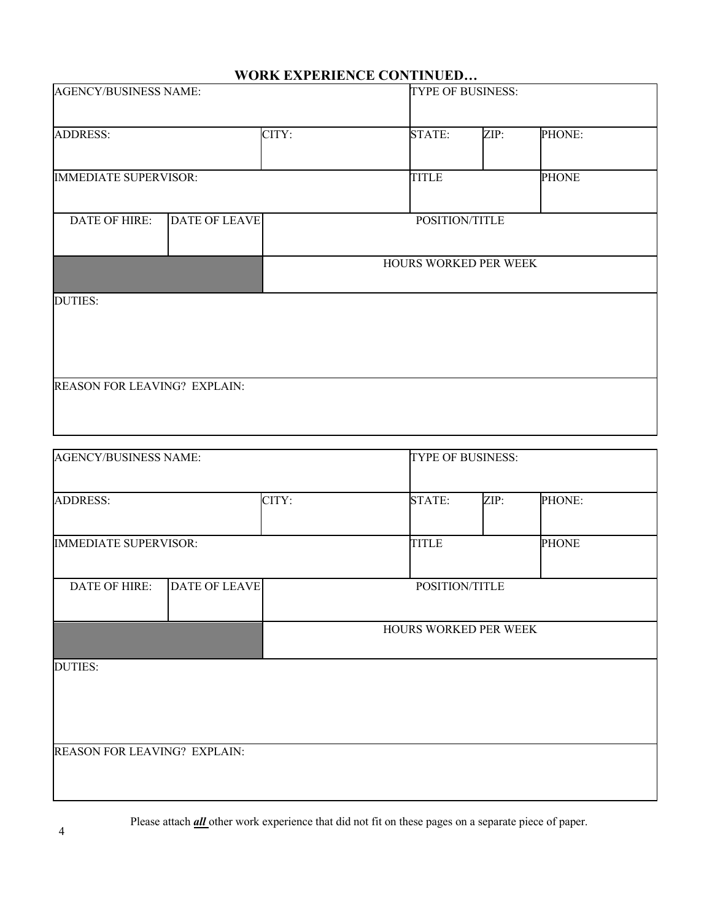## WORK EXPERIENCE CONTINUED…

| AGENCY/BUSINESS NAME: | | | TYPE OF BUSINESS: | | |
|---|---|---|---|---|---|
| ADDRESS: | | CITY: | STATE: | ZIP: | PHONE: |
| IMMEDIATE SUPERVISOR: | | | TITLE | | PHONE |
| DATE OF HIRE: | DATE OF LEAVE | POSITION/TITLE | | | |
| | | HOURS WORKED PER WEEK | | | |
| DUTIES: | | | | | |
| REASON FOR LEAVING? EXPLAIN: | | | | | |

| AGENCY/BUSINESS NAME: | | | TYPE OF BUSINESS: | | |
|---|---|---|---|---|---|
| ADDRESS: | | CITY: | STATE: | ZIP: | PHONE: |
| IMMEDIATE SUPERVISOR: | | | TITLE | | PHONE |
| DATE OF HIRE: | DATE OF LEAVE | POSITION/TITLE | | | |
| | | HOURS WORKED PER WEEK | | | |
| DUTIES: | | | | | |
| REASON FOR LEAVING? EXPLAIN: | | | | | |

Please attach ***all*** other work experience that did not fit on these pages on a separate piece of paper.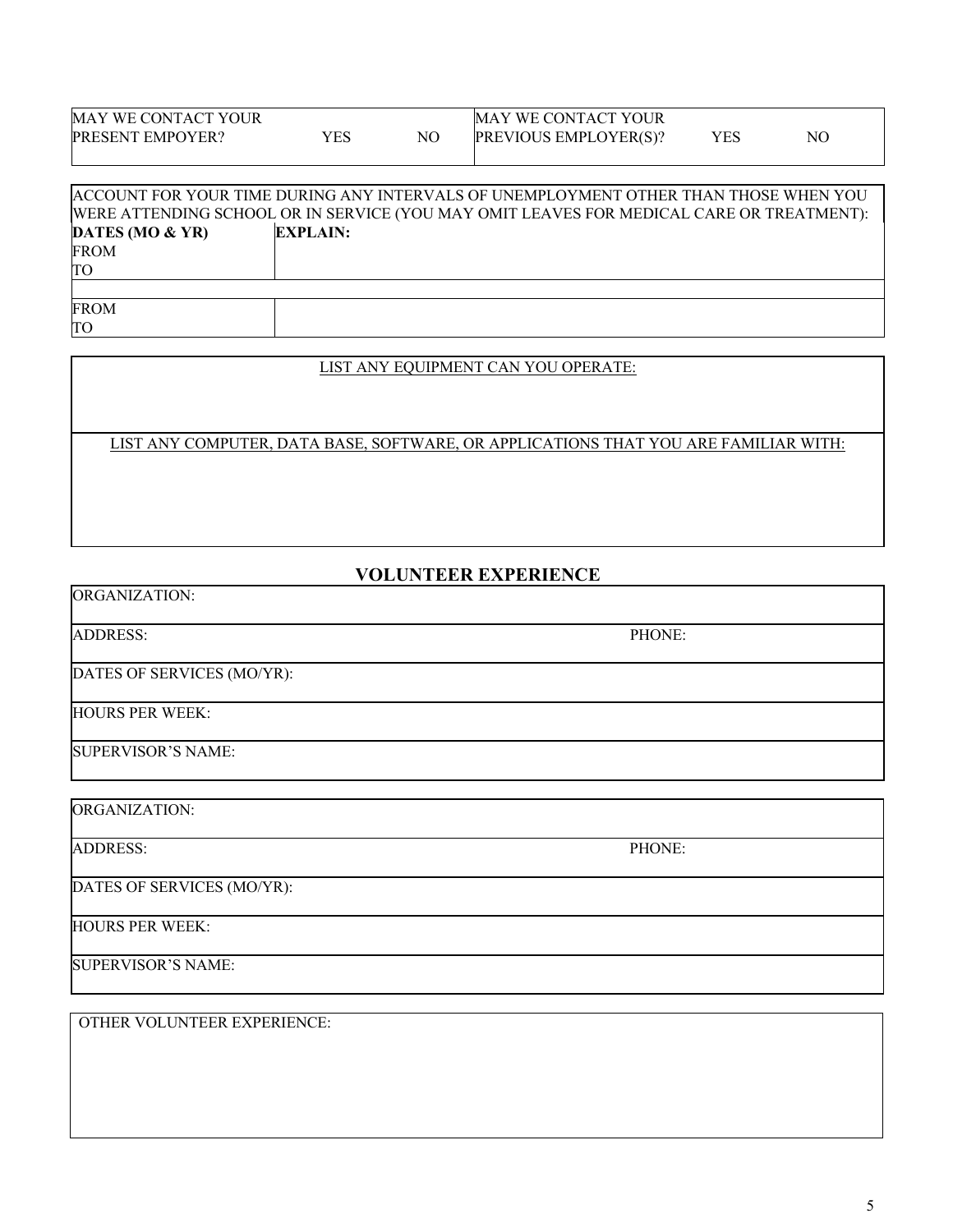| MAY WE CONTACT YOUR PRESENT EMPOYER? | YES | NO | MAY WE CONTACT YOUR PREVIOUS EMPLOYER(S)? | YES | NO |
|---|---|---|---|---|---|

| ACCOUNT FOR YOUR TIME DURING ANY INTERVALS OF UNEMPLOYMENT OTHER THAN THOSE WHEN YOU WERE ATTENDING SCHOOL OR IN SERVICE (YOU MAY OMIT LEAVES FOR MEDICAL CARE OR TREATMENT): | |
|---|---|
| **DATES (MO & YR)** | **EXPLAIN:** |
| FROM<br>TO | |
| FROM<br>TO | |

LIST ANY EQUIPMENT CAN YOU OPERATE:

LIST ANY COMPUTER, DATA BASE, SOFTWARE, OR APPLICATIONS THAT YOU ARE FAMILIAR WITH:

## VOLUNTEER EXPERIENCE

| ORGANIZATION: | |
|---|---|
| ADDRESS: | PHONE: |
| DATES OF SERVICES (MO/YR): | |
| HOURS PER WEEK: | |
| SUPERVISOR'S NAME: | |

| ORGANIZATION: | |
|---|---|
| ADDRESS: | PHONE: |
| DATES OF SERVICES (MO/YR): | |
| HOURS PER WEEK: | |
| SUPERVISOR'S NAME: | |

OTHER VOLUNTEER EXPERIENCE: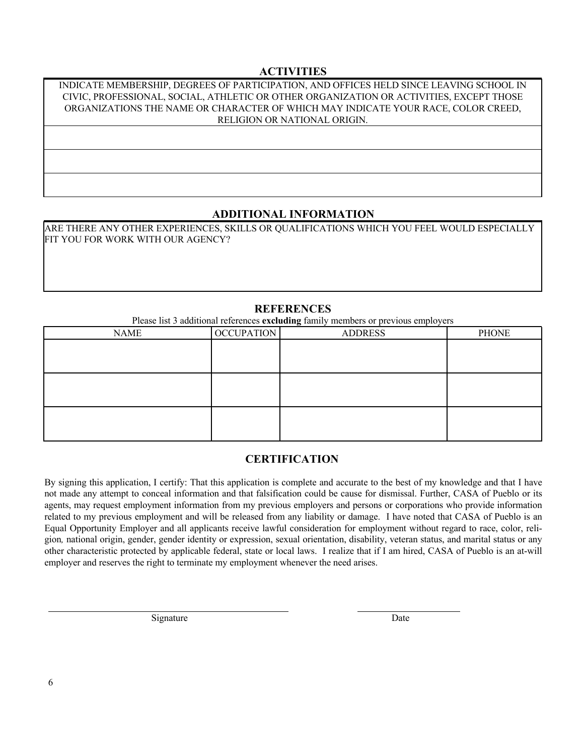## ACTIVITIES

| INDICATE MEMBERSHIP, DEGREES OF PARTICIPATION, AND OFFICES HELD SINCE LEAVING SCHOOL IN CIVIC, PROFESSIONAL, SOCIAL, ATHLETIC OR OTHER ORGANIZATION OR ACTIVITIES, EXCEPT THOSE ORGANIZATIONS THE NAME OR CHARACTER OF WHICH MAY INDICATE YOUR RACE, COLOR CREED, RELIGION OR NATIONAL ORIGIN. |
|---|
| |
| |
| |

## ADDITIONAL INFORMATION

ARE THERE ANY OTHER EXPERIENCES, SKILLS OR QUALIFICATIONS WHICH YOU FEEL WOULD ESPECIALLY FIT YOU FOR WORK WITH OUR AGENCY?

## REFERENCES

Please list 3 additional references **excluding** family members or previous employers

| NAME | OCCUPATION | ADDRESS | PHONE |
|---|---|---|---|
| | | | |
| | | | |
| | | | |

## CERTIFICATION

By signing this application, I certify: That this application is complete and accurate to the best of my knowledge and that I have not made any attempt to conceal information and that falsification could be cause for dismissal. Further, CASA of Pueblo or its agents, may request employment information from my previous employers and persons or corporations who provide information related to my previous employment and will be released from any liability or damage. I have noted that CASA of Pueblo is an Equal Opportunity Employer and all applicants receive lawful consideration for employment without regard to race, color, religion, national origin, gender, gender identity or expression, sexual orientation, disability, veteran status, and marital status or any other characteristic protected by applicable federal, state or local laws. I realize that if I am hired, CASA of Pueblo is an at-will employer and reserves the right to terminate my employment whenever the need arises.

Signature _______________________ Date _______________